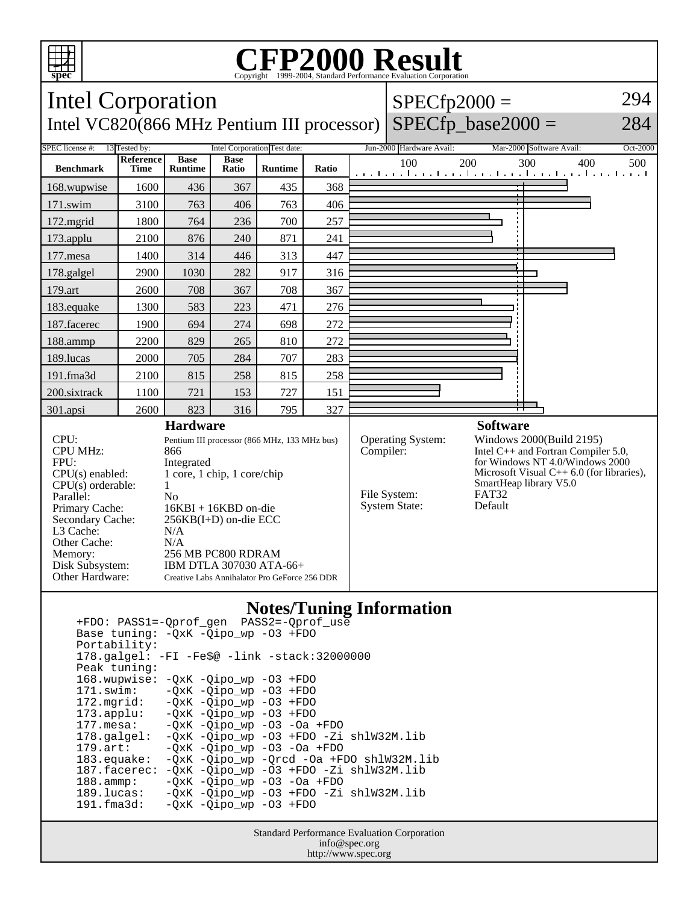# CFP2000 Result

Copyright 1999-2004, Standard Performance Evaluation Corporation

## Intel Corporation

Intel VC820(866 MHz Pentium III processor)

SPECfp2000 = 294

SPECfp_base2000 = 284

| SPEC license #: | 13 | Tested by: | Intel Corporation | Test date: | Jun-2000 | Hardware Avail: | Mar-2000 | Software Avail: | Oct-2000 |
|---|---|---|---|---|---|---|---|---|---|

| Benchmark | Reference Time | Base Runtime | Base Ratio | Runtime | Ratio |
|---|---|---|---|---|---|
| 168.wupwise | 1600 | 436 | 367 | 435 | 368 |
| 171.swim | 3100 | 763 | 406 | 763 | 406 |
| 172.mgrid | 1800 | 764 | 236 | 700 | 257 |
| 173.applu | 2100 | 876 | 240 | 871 | 241 |
| 177.mesa | 1400 | 314 | 446 | 313 | 447 |
| 178.galgel | 2900 | 1030 | 282 | 917 | 316 |
| 179.art | 2600 | 708 | 367 | 708 | 367 |
| 183.equake | 1300 | 583 | 223 | 471 | 276 |
| 187.facerec | 1900 | 694 | 274 | 698 | 272 |
| 188.ammp | 2200 | 829 | 265 | 810 | 272 |
| 189.lucas | 2000 | 705 | 284 | 707 | 283 |
| 191.fma3d | 2100 | 815 | 258 | 815 | 258 |
| 200.sixtrack | 1100 | 721 | 153 | 727 | 151 |
| 301.apsi | 2600 | 823 | 316 | 795 | 327 |

### Hardware

| | |
|---|---|
| CPU: | Pentium III processor (866 MHz, 133 MHz bus) |
| CPU MHz: | 866 |
| FPU: | Integrated |
| CPU(s) enabled: | 1 core, 1 chip, 1 core/chip |
| CPU(s) orderable: | 1 |
| Parallel: | No |
| Primary Cache: | 16KBI + 16KBD on-die |
| Secondary Cache: | 256KB(I+D) on-die ECC |
| L3 Cache: | N/A |
| Other Cache: | N/A |
| Memory: | 256 MB PC800 RDRAM |
| Disk Subsystem: | IBM DTLA 307030 ATA-66+ |
| Other Hardware: | Creative Labs Annihalator Pro GeForce 256 DDR |

### Software

| | |
|---|---|
| Operating System: | Windows 2000(Build 2195) |
| Compiler: | Intel C++ and Fortran Compiler 5.0, for Windows NT 4.0/Windows 2000 Microsoft Visual C++ 6.0 (for libraries), SmartHeap library V5.0 |
| File System: | FAT32 |
| System State: | Default |

### Notes/Tuning Information

```
+FDO: PASS1=-Qprof_gen  PASS2=-Qprof_use
Base tuning: -QxK -Qipo_wp -O3 +FDO
Portability:
178.galgel: -FI -Fe$@ -link -stack:32000000
Peak tuning:
168.wupwise: -QxK -Qipo_wp -O3 +FDO
171.swim:    -QxK -Qipo_wp -O3 +FDO
172.mgrid:   -QxK -Qipo_wp -O3 +FDO
173.applu:   -QxK -Qipo_wp -O3 +FDO
177.mesa:    -QxK -Qipo_wp -O3 -Oa +FDO
178.galgel:  -QxK -Qipo_wp -O3 +FDO -Zi shlW32M.lib
179.art:     -QxK -Qipo_wp -O3 -Oa +FDO
183.equake:  -QxK -Qipo_wp -Qrcd -Oa +FDO shlW32M.lib
187.facerec: -QxK -Qipo_wp -O3 +FDO -Zi shlW32M.lib
188.ammp:    -QxK -Qipo_wp -O3 -Oa +FDO
189.lucas:   -QxK -Qipo_wp -O3 +FDO -Zi shlW32M.lib
191.fma3d:   -QxK -Qipo_wp -O3 +FDO
```

Standard Performance Evaluation Corporation
info@spec.org
http://www.spec.org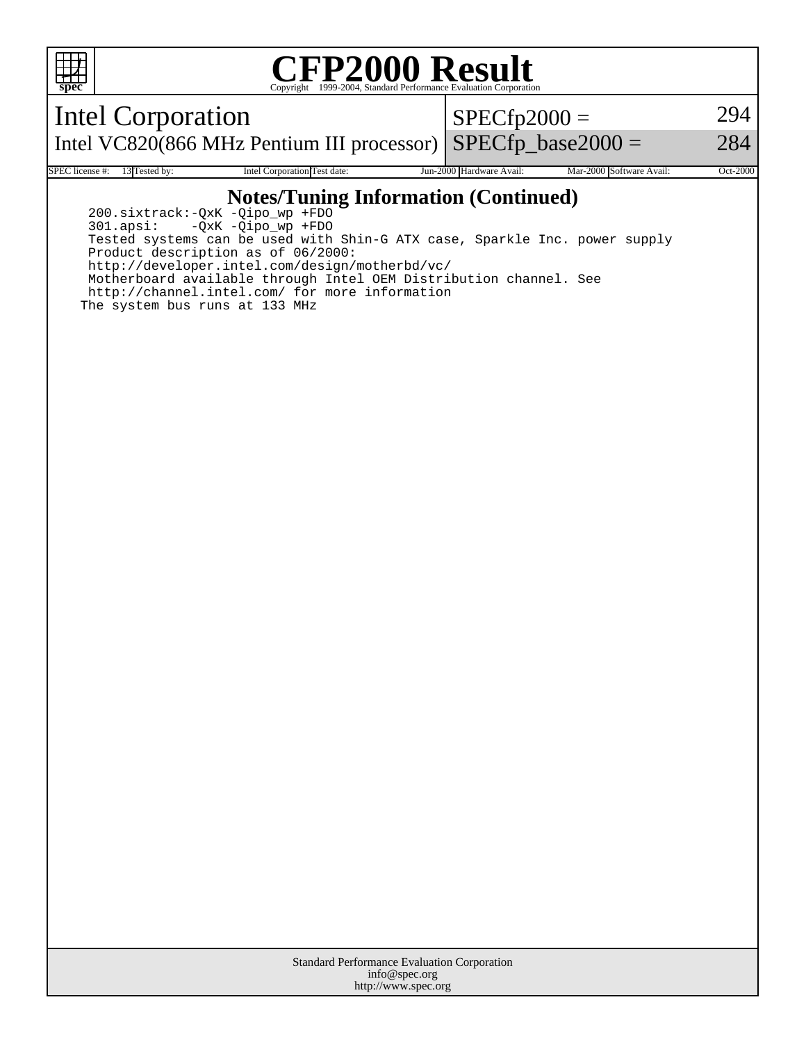# CFP2000 Result

Copyright 1999-2004, Standard Performance Evaluation Corporation

**Intel Corporation**

Intel VC820(866 MHz Pentium III processor)

SPECfp2000 = 294

SPECfp_base2000 = 284

| SPEC license #: | 13 | Tested by: | Intel Corporation | Test date: | Jun-2000 | Hardware Avail: | Mar-2000 | Software Avail: | Oct-2000 |
|---|---|---|---|---|---|---|---|---|---|

## Notes/Tuning Information (Continued)

```
  200.sixtrack:-QxK -Qipo_wp +FDO
  301.apsi:    -QxK -Qipo_wp +FDO
  Tested systems can be used with Shin-G ATX case, Sparkle Inc. power supply
  Product description as of 06/2000:
  http://developer.intel.com/design/motherbd/vc/
  Motherboard available through Intel OEM Distribution channel. See
  http://channel.intel.com/ for more information
 The system bus runs at 133 MHz
```

Standard Performance Evaluation Corporation
info@spec.org
http://www.spec.org